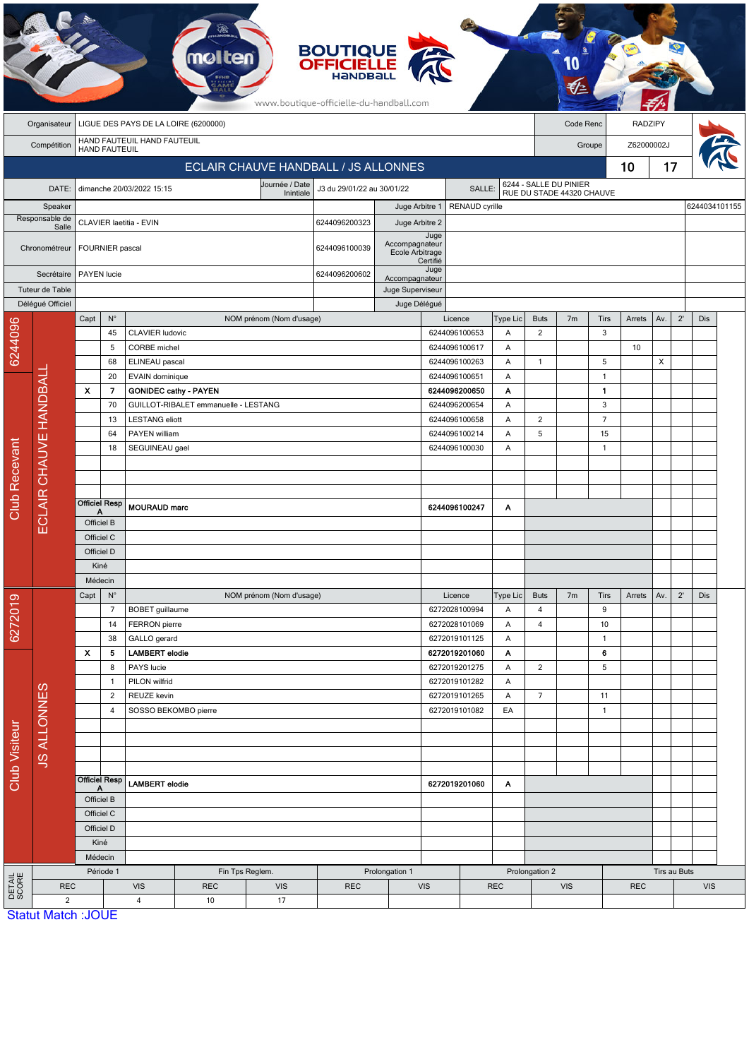BOUTIQUE OFFICIELLE HANDBALL

www.boutique-officielle-du-handball.com

| Organisateur | LIGUE DES PAYS DE LA LOIRE (6200000) | Code Renc | RADZIPY |
|---|---|---|---|
| Compétition | HAND FAUTEUIL HAND FAUTEUIL HAND FAUTEUIL | Groupe | Z62000002J |

## ECLAIR CHAUVE HANDBALL / JS ALLONNES — 10 / 17

| DATE: | dimanche 20/03/2022 15:15 | Journée / Date Initiale | J3 du 29/01/22 au 30/01/22 | SALLE: | 6244 - SALLE DU PINIER RUE DU STADE 44320 CHAUVE |
|---|---|---|---|---|---|

| Rôle | Nom | Licence | Rôle | Nom | Licence |
|---|---|---|---|---|---|
| Speaker | | | Juge Arbitre 1 | RENAUD cyrille | 6244034101155 |
| Responsable de Salle | CLAVIER laetitia - EVIN | 6244096200323 | Juge Arbitre 2 | | |
| Chronométreur | FOURNIER pascal | 6244096100039 | Juge Accompagnateur Ecole Arbitrage Certifié | | |
| Secrétaire | PAYEN lucie | 6244096200602 | Juge Accompagnateur | | |
| Tuteur de Table | | | Juge Superviseur | | |
| Délégué Officiel | | | Juge Délégué | | |

### Club Recevant : 6244096 — ECLAIR CHAUVE HANDBALL

| Capt | N° | NOM prénom (Nom d'usage) | Licence | Type Lic | Buts | 7m | Tirs | Arrets | Av. | 2' | Dis |
|---|---|---|---|---|---|---|---|---|---|---|---|
| | 45 | CLAVIER ludovic | 6244096100653 | A | 2 | | 3 | | | | |
| | 5 | CORBE michel | 6244096100617 | A | | | | 10 | | | |
| | 68 | ELINEAU pascal | 6244096100263 | A | 1 | | 5 | | X | | |
| | 20 | EVAIN dominique | 6244096100651 | A | | | 1 | | | | |
| **X** | **7** | **GONIDEC cathy - PAYEN** | **6244096200650** | **A** | | | **1** | | | | |
| | 70 | GUILLOT-RIBALET emmanuelle - LESTANG | 6244096200654 | A | | | 3 | | | | |
| | 13 | LESTANG eliott | 6244096100658 | A | 2 | | 7 | | | | |
| | 64 | PAYEN william | 6244096100214 | A | 5 | | 15 | | | | |
| | 18 | SEGUINEAU gael | 6244096100030 | A | | | 1 | | | | |
| Officiel Resp A | | **MOURAUD marc** | **6244096100247** | **A** | | | | | | | |
| Officiel B | | | | | | | | | | | |
| Officiel C | | | | | | | | | | | |
| Officiel D | | | | | | | | | | | |
| Kiné | | | | | | | | | | | |
| Médecin | | | | | | | | | | | |

### Club Visiteur : 6272019 — JS ALLONNES

| Capt | N° | NOM prénom (Nom d'usage) | Licence | Type Lic | Buts | 7m | Tirs | Arrets | Av. | 2' | Dis |
|---|---|---|---|---|---|---|---|---|---|---|---|
| | 7 | BOBET guillaume | 6272028100994 | A | 4 | | 9 | | | | |
| | 14 | FERRON pierre | 6272028101069 | A | 4 | | 10 | | | | |
| | 38 | GALLO gerard | 6272019101125 | A | | | 1 | | | | |
| **X** | **5** | **LAMBERT elodie** | **6272019201060** | **A** | | | **6** | | | | |
| | 8 | PAYS lucie | 6272019201275 | A | 2 | | 5 | | | | |
| | 1 | PILON wilfrid | 6272019101282 | A | | | | | | | |
| | 2 | REUZE kevin | 6272019101265 | A | 7 | | 11 | | | | |
| | 4 | SOSSO BEKOMBO pierre | 6272019101082 | EA | | | 1 | | | | |
| Officiel Resp A | | **LAMBERT elodie** | **6272019201060** | **A** | | | | | | | |
| Officiel B | | | | | | | | | | | |
| Officiel C | | | | | | | | | | | |
| Officiel D | | | | | | | | | | | |
| Kiné | | | | | | | | | | | |
| Médecin | | | | | | | | | | | |

### DETAIL SCORE

| Période 1 | | Fin Tps Reglem. | | Prolongation 1 | | Prolongation 2 | | Tirs au Buts | |
|---|---|---|---|---|---|---|---|---|---|
| REC | VIS | REC | VIS | REC | VIS | REC | VIS | REC | VIS |
| 2 | 4 | 10 | 17 | | | | | | |

Statut Match :JOUE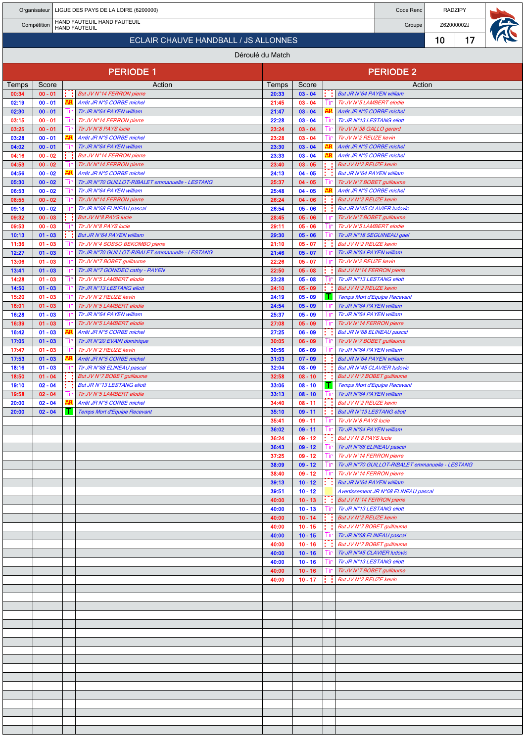| Organisateur | LIGUE DES PAYS DE LA LOIRE (6200000) | Code Renc | RADZIPY |
|---|---|---|---|
| Compétition | HAND FAUTEUIL HAND FAUTEUIL HAND FAUTEUIL | Groupe | Z62000002J |

## ECLAIR CHAUVE HANDBALL / JS ALLONNES — 10 / 17

### Déroulé du Match

| PERIODE 1 | | | | PERIODE 2 | | | |
|---|---|---|---|---|---|---|---|
| Temps | Score | | Action | Temps | Score | | Action |
| 00:34 | 00 - 01 | | But JV N°14 FERRON pierre | 20:33 | 03 - 04 | | But JR N°64 PAYEN william |
| 02:19 | 00 - 01 | AR | Arrêt JR N°5 CORBE michel | 21:45 | 03 - 04 | Tir | Tir JV N°5 LAMBERT elodie |
| 02:30 | 00 - 01 | Tir | Tir JR N°64 PAYEN william | 21:47 | 03 - 04 | AR | Arrêt JR N°5 CORBE michel |
| 03:15 | 00 - 01 | Tir | Tir JV N°14 FERRON pierre | 22:28 | 03 - 04 | Tir | Tir JR N°13 LESTANG eliott |
| 03:25 | 00 - 01 | Tir | Tir JV N°8 PAYS lucie | 23:24 | 03 - 04 | Tir | Tir JV N°38 GALLO gerard |
| 03:28 | 00 - 01 | AR | Arrêt JR N°5 CORBE michel | 23:28 | 03 - 04 | Tir | Tir JV N°2 REUZE kevin |
| 04:02 | 00 - 01 | Tir | Tir JR N°64 PAYEN william | 23:30 | 03 - 04 | AR | Arrêt JR N°5 CORBE michel |
| 04:16 | 00 - 02 | | But JV N°14 FERRON pierre | 23:33 | 03 - 04 | AR | Arrêt JR N°5 CORBE michel |
| 04:53 | 00 - 02 | Tir | Tir JV N°14 FERRON pierre | 23:40 | 03 - 05 | | But JV N°2 REUZE kevin |
| 04:56 | 00 - 02 | AR | Arrêt JR N°5 CORBE michel | 24:13 | 04 - 05 | | But JR N°64 PAYEN william |
| 05:30 | 00 - 02 | Tir | Tir JR N°70 GUILLOT-RIBALET emmanuelle - LESTANG | 25:37 | 04 - 05 | Tir | Tir JV N°7 BOBET guillaume |
| 06:53 | 00 - 02 | Tir | Tir JR N°64 PAYEN william | 25:48 | 04 - 05 | AR | Arrêt JR N°5 CORBE michel |
| 08:55 | 00 - 02 | Tir | Tir JV N°14 FERRON pierre | 26:24 | 04 - 06 | | But JV N°2 REUZE kevin |
| 09:18 | 00 - 02 | Tir | Tir JR N°68 ELINEAU pascal | 26:54 | 05 - 06 | | But JR N°45 CLAVIER ludovic |
| 09:32 | 00 - 03 | | But JV N°8 PAYS lucie | 28:45 | 05 - 06 | Tir | Tir JV N°7 BOBET guillaume |
| 09:53 | 00 - 03 | Tir | Tir JV N°8 PAYS lucie | 29:11 | 05 - 06 | Tir | Tir JV N°5 LAMBERT elodie |
| 10:13 | 01 - 03 | | But JR N°64 PAYEN william | 29:30 | 05 - 06 | Tir | Tir JR N°18 SEGUINEAU gael |
| 11:36 | 01 - 03 | Tir | Tir JV N°4 SOSSO BEKOMBO pierre | 21:10 | 05 - 07 | | But JV N°2 REUZE kevin |
| 12:27 | 01 - 03 | Tir | Tir JR N°70 GUILLOT-RIBALET emmanuelle - LESTANG | 21:46 | 05 - 07 | Tir | Tir JR N°64 PAYEN william |
| 13:06 | 01 - 03 | Tir | Tir JV N°7 BOBET guillaume | 22:26 | 05 - 07 | Tir | Tir JV N°2 REUZE kevin |
| 13:41 | 01 - 03 | Tir | Tir JR N°7 GONIDEC cathy - PAYEN | 22:50 | 05 - 08 | | But JV N°14 FERRON pierre |
| 14:28 | 01 - 03 | Tir | Tir JV N°5 LAMBERT elodie | 23:28 | 05 - 08 | Tir | Tir JR N°13 LESTANG eliott |
| 14:50 | 01 - 03 | Tir | Tir JR N°13 LESTANG eliott | 24:10 | 05 - 09 | | But JV N°2 REUZE kevin |
| 15:20 | 01 - 03 | Tir | Tir JV N°2 REUZE kevin | 24:19 | 05 - 09 | T | Temps Mort d'Equipe Recevant |
| 16:01 | 01 - 03 | Tir | Tir JV N°5 LAMBERT elodie | 24:54 | 05 - 09 | Tir | Tir JR N°64 PAYEN william |
| 16:28 | 01 - 03 | Tir | Tir JR N°64 PAYEN william | 25:37 | 05 - 09 | Tir | Tir JR N°64 PAYEN william |
| 16:39 | 01 - 03 | Tir | Tir JV N°5 LAMBERT elodie | 27:08 | 05 - 09 | Tir | Tir JV N°14 FERRON pierre |
| 16:42 | 01 - 03 | AR | Arrêt JR N°5 CORBE michel | 27:25 | 06 - 09 | | But JR N°68 ELINEAU pascal |
| 17:05 | 01 - 03 | Tir | Tir JR N°20 EVAIN dominique | 30:05 | 06 - 09 | Tir | Tir JV N°7 BOBET guillaume |
| 17:47 | 01 - 03 | Tir | Tir JV N°2 REUZE kevin | 30:56 | 06 - 09 | Tir | Tir JR N°64 PAYEN william |
| 17:53 | 01 - 03 | AR | Arrêt JR N°5 CORBE michel | 31:03 | 07 - 09 | | But JR N°64 PAYEN william |
| 18:16 | 01 - 03 | Tir | Tir JR N°68 ELINEAU pascal | 32:04 | 08 - 09 | | But JR N°45 CLAVIER ludovic |
| 18:50 | 01 - 04 | | But JV N°7 BOBET guillaume | 32:58 | 08 - 10 | | But JV N°7 BOBET guillaume |
| 19:10 | 02 - 04 | | But JR N°13 LESTANG eliott | 33:06 | 08 - 10 | T | Temps Mort d'Equipe Recevant |
| 19:58 | 02 - 04 | Tir | Tir JV N°5 LAMBERT elodie | 33:13 | 08 - 10 | Tir | Tir JR N°64 PAYEN william |
| 20:00 | 02 - 04 | AR | Arrêt JR N°5 CORBE michel | 34:40 | 08 - 11 | | But JV N°2 REUZE kevin |
| 20:00 | 02 - 04 | T | Temps Mort d'Equipe Recevant | 35:10 | 09 - 11 | | But JR N°13 LESTANG eliott |
| | | | | 35:41 | 09 - 11 | Tir | Tir JV N°8 PAYS lucie |
| | | | | 36:02 | 09 - 11 | Tir | Tir JR N°64 PAYEN william |
| | | | | 36:24 | 09 - 12 | | But JV N°8 PAYS lucie |
| | | | | 36:43 | 09 - 12 | Tir | Tir JR N°68 ELINEAU pascal |
| | | | | 37:25 | 09 - 12 | Tir | Tir JV N°14 FERRON pierre |
| | | | | 38:09 | 09 - 12 | Tir | Tir JR N°70 GUILLOT-RIBALET emmanuelle - LESTANG |
| | | | | 38:40 | 09 - 12 | Tir | Tir JV N°14 FERRON pierre |
| | | | | 39:13 | 10 - 12 | | But JR N°64 PAYEN william |
| | | | | 39:51 | 10 - 12 | | Avertissement JR N°68 ELINEAU pascal |
| | | | | 40:00 | 10 - 13 | | But JV N°14 FERRON pierre |
| | | | | 40:00 | 10 - 13 | Tir | Tir JR N°13 LESTANG eliott |
| | | | | 40:00 | 10 - 14 | | But JV N°2 REUZE kevin |
| | | | | 40:00 | 10 - 15 | | But JV N°7 BOBET guillaume |
| | | | | 40:00 | 10 - 15 | Tir | Tir JR N°68 ELINEAU pascal |
| | | | | 40:00 | 10 - 16 | | But JV N°7 BOBET guillaume |
| | | | | 40:00 | 10 - 16 | Tir | Tir JR N°45 CLAVIER ludovic |
| | | | | 40:00 | 10 - 16 | Tir | Tir JR N°13 LESTANG eliott |
| | | | | 40:00 | 10 - 16 | Tir | Tir JV N°7 BOBET guillaume |
| | | | | 40:00 | 10 - 17 | | But JV N°2 REUZE kevin |